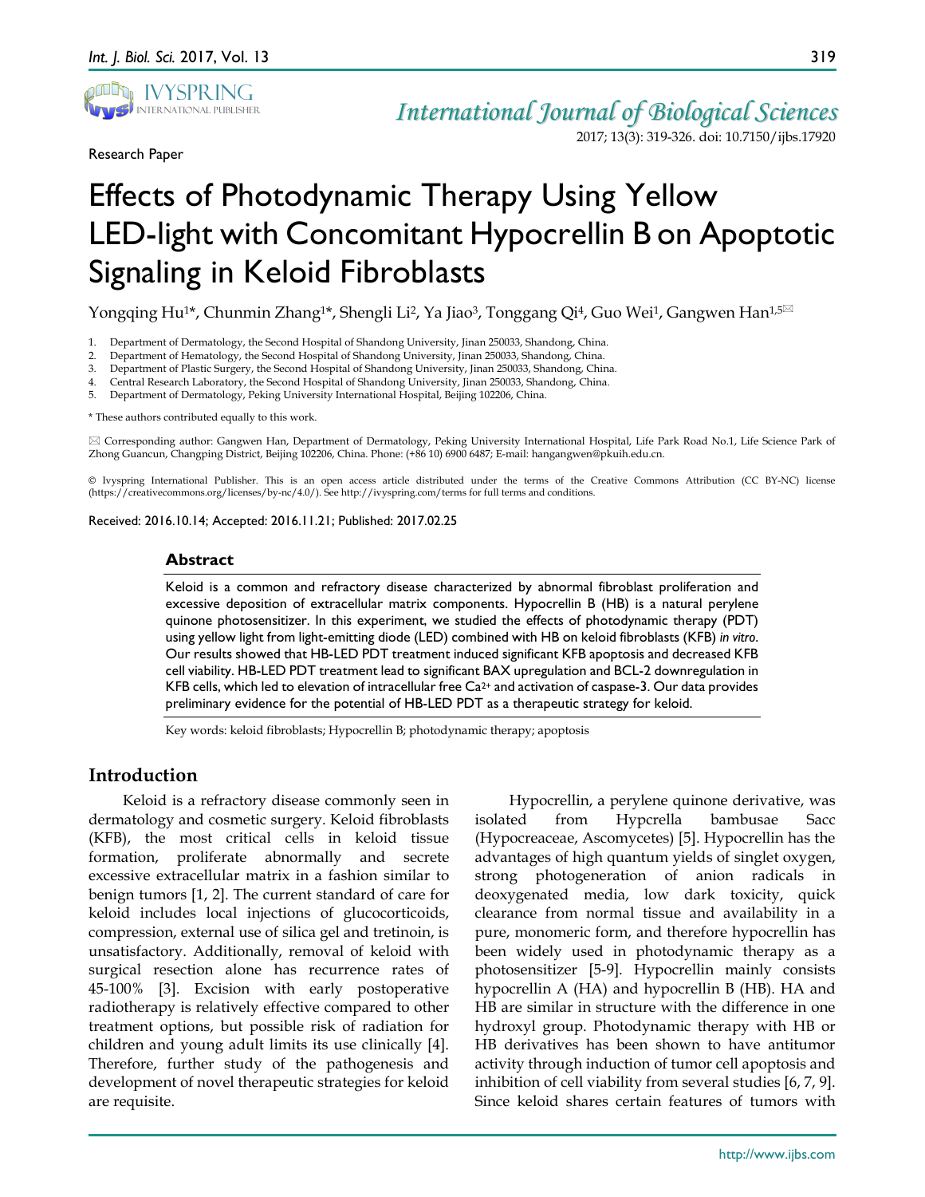Research Paper

# Effects of Photodynamic Therapy Using Yellow LED-light with Concomitant Hypocrellin B on Apoptotic Signaling in Keloid Fibroblasts

Yongqing Hu[1*], Chunmin Zhang[1*], Shengli Li[2], Ya Jiao[3], Tonggang Qi[4], Guo Wei[1], Gangwen Han[1,5]✉

1. Department of Dermatology, the Second Hospital of Shandong University, Jinan 250033, Shandong, China.
2. Department of Hematology, the Second Hospital of Shandong University, Jinan 250033, Shandong, China.
3. Department of Plastic Surgery, the Second Hospital of Shandong University, Jinan 250033, Shandong, China.
4. Central Research Laboratory, the Second Hospital of Shandong University, Jinan 250033, Shandong, China.
5. Department of Dermatology, Peking University International Hospital, Beijing 102206, China.

* These authors contributed equally to this work.

✉ Corresponding author: Gangwen Han, Department of Dermatology, Peking University International Hospital, Life Park Road No.1, Life Science Park of Zhong Guancun, Changping District, Beijing 102206, China. Phone: (+86 10) 6900 6487; E-mail: hangangwen@pkuih.edu.cn.

© Ivyspring International Publisher. This is an open access article distributed under the terms of the Creative Commons Attribution (CC BY-NC) license (https://creativecommons.org/licenses/by-nc/4.0/). See http://ivyspring.com/terms for full terms and conditions.

Received: 2016.10.14; Accepted: 2016.11.21; Published: 2017.02.25

## Abstract

Keloid is a common and refractory disease characterized by abnormal fibroblast proliferation and excessive deposition of extracellular matrix components. Hypocrellin B (HB) is a natural perylene quinone photosensitizer. In this experiment, we studied the effects of photodynamic therapy (PDT) using yellow light from light-emitting diode (LED) combined with HB on keloid fibroblasts (KFB) *in vitro*. Our results showed that HB-LED PDT treatment induced significant KFB apoptosis and decreased KFB cell viability. HB-LED PDT treatment lead to significant BAX upregulation and BCL-2 downregulation in KFB cells, which led to elevation of intracellular free $Ca^{2+}$ and activation of caspase-3. Our data provides preliminary evidence for the potential of HB-LED PDT as a therapeutic strategy for keloid.

Key words: keloid fibroblasts; Hypocrellin B; photodynamic therapy; apoptosis

## Introduction

Keloid is a refractory disease commonly seen in dermatology and cosmetic surgery. Keloid fibroblasts (KFB), the most critical cells in keloid tissue formation, proliferate abnormally and secrete excessive extracellular matrix in a fashion similar to benign tumors [1, 2]. The current standard of care for keloid includes local injections of glucocorticoids, compression, external use of silica gel and tretinoin, is unsatisfactory. Additionally, removal of keloid with surgical resection alone has recurrence rates of 45-100% [3]. Excision with early postoperative radiotherapy is relatively effective compared to other treatment options, but possible risk of radiation for children and young adult limits its use clinically [4]. Therefore, further study of the pathogenesis and development of novel therapeutic strategies for keloid are requisite.

Hypocrellin, a perylene quinone derivative, was isolated from Hypcrella bambusae Sacc (Hypocreaceae, Ascomycetes) [5]. Hypocrellin has the advantages of high quantum yields of singlet oxygen, strong photogeneration of anion radicals in deoxygenated media, low dark toxicity, quick clearance from normal tissue and availability in a pure, monomeric form, and therefore hypocrellin has been widely used in photodynamic therapy as a photosensitizer [5-9]. Hypocrellin mainly consists hypocrellin A (HA) and hypocrellin B (HB). HA and HB are similar in structure with the difference in one hydroxyl group. Photodynamic therapy with HB or HB derivatives has been shown to have antitumor activity through induction of tumor cell apoptosis and inhibition of cell viability from several studies [6, 7, 9]. Since keloid shares certain features of tumors with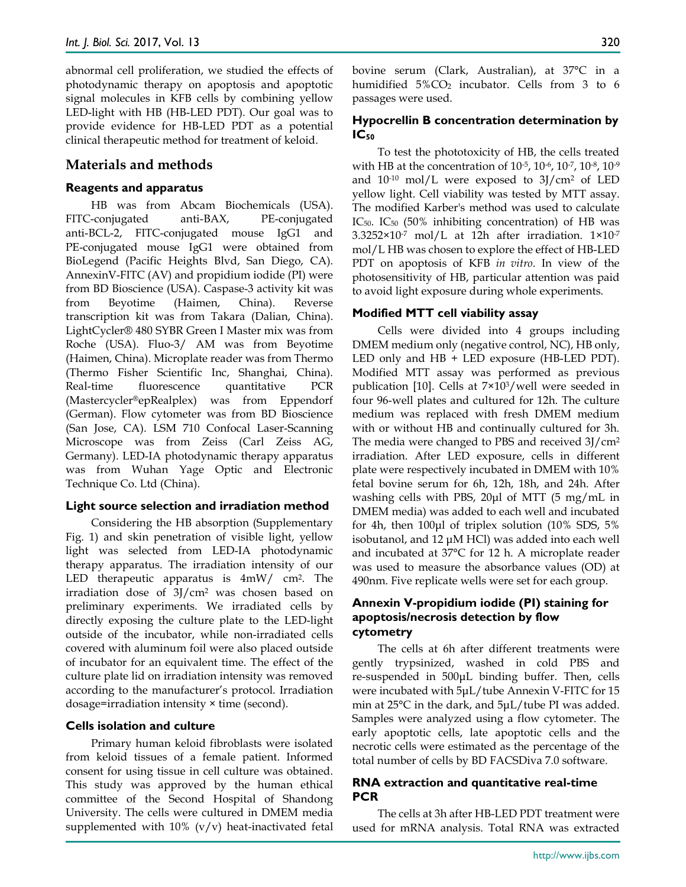abnormal cell proliferation, we studied the effects of photodynamic therapy on apoptosis and apoptotic signal molecules in KFB cells by combining yellow LED-light with HB (HB-LED PDT). Our goal was to provide evidence for HB-LED PDT as a potential clinical therapeutic method for treatment of keloid.

## Materials and methods

### Reagents and apparatus

HB was from Abcam Biochemicals (USA). FITC-conjugated anti-BAX, PE-conjugated anti-BCL-2, FITC-conjugated mouse IgG1 and PE-conjugated mouse IgG1 were obtained from BioLegend (Pacific Heights Blvd, San Diego, CA). AnnexinV-FITC (AV) and propidium iodide (PI) were from BD Bioscience (USA). Caspase-3 activity kit was from Beyotime (Haimen, China). Reverse transcription kit was from Takara (Dalian, China). LightCycler® 480 SYBR Green I Master mix was from Roche (USA). Fluo-3/ AM was from Beyotime (Haimen, China). Microplate reader was from Thermo (Thermo Fisher Scientific Inc, Shanghai, China). Real-time fluorescence quantitative PCR (Mastercycler®epRealplex) was from Eppendorf (German). Flow cytometer was from BD Bioscience (San Jose, CA). LSM 710 Confocal Laser-Scanning Microscope was from Zeiss (Carl Zeiss AG, Germany). LED-IA photodynamic therapy apparatus was from Wuhan Yage Optic and Electronic Technique Co. Ltd (China).

### Light source selection and irradiation method

Considering the HB absorption (Supplementary Fig. 1) and skin penetration of visible light, yellow light was selected from LED-IA photodynamic therapy apparatus. The irradiation intensity of our LED therapeutic apparatus is $4mW/cm^2$. The irradiation dose of $3J/cm^2$ was chosen based on preliminary experiments. We irradiated cells by directly exposing the culture plate to the LED-light outside of the incubator, while non-irradiated cells covered with aluminum foil were also placed outside of incubator for an equivalent time. The effect of the culture plate lid on irradiation intensity was removed according to the manufacturer's protocol. Irradiation dosage=irradiation intensity × time (second).

### Cells isolation and culture

Primary human keloid fibroblasts were isolated from keloid tissues of a female patient. Informed consent for using tissue in cell culture was obtained. This study was approved by the human ethical committee of the Second Hospital of Shandong University. The cells were cultured in DMEM media supplemented with 10% (v/v) heat-inactivated fetal bovine serum (Clark, Australian), at 37°C in a humidified 5%$CO_2$ incubator. Cells from 3 to 6 passages were used.

### Hypocrellin B concentration determination by $IC_{50}$

To test the phototoxicity of HB, the cells treated with HB at the concentration of $10^{-5}$, $10^{-6}$, $10^{-7}$, $10^{-8}$, $10^{-9}$ and $10^{-10}$ mol/L were exposed to $3J/cm^2$ of LED yellow light. Cell viability was tested by MTT assay. The modified Karber's method was used to calculate $IC_{50}$. $IC_{50}$ (50% inhibiting concentration) of HB was $3.3252\times10^{-7}$ mol/L at 12h after irradiation. $1\times10^{-7}$ mol/L HB was chosen to explore the effect of HB-LED PDT on apoptosis of KFB *in vitro*. In view of the photosensitivity of HB, particular attention was paid to avoid light exposure during whole experiments.

### Modified MTT cell viability assay

Cells were divided into 4 groups including DMEM medium only (negative control, NC), HB only, LED only and HB + LED exposure (HB-LED PDT). Modified MTT assay was performed as previous publication [10]. Cells at $7\times10^3$/well were seeded in four 96-well plates and cultured for 12h. The culture medium was replaced with fresh DMEM medium with or without HB and continually cultured for 3h. The media were changed to PBS and received $3J/cm^2$ irradiation. After LED exposure, cells in different plate were respectively incubated in DMEM with 10% fetal bovine serum for 6h, 12h, 18h, and 24h. After washing cells with PBS, 20μl of MTT (5 mg/mL in DMEM media) was added to each well and incubated for 4h, then 100μl of triplex solution (10% SDS, 5% isobutanol, and 12 μM HCl) was added into each well and incubated at 37°C for 12 h. A microplate reader was used to measure the absorbance values (OD) at 490nm. Five replicate wells were set for each group.

### Annexin V-propidium iodide (PI) staining for apoptosis/necrosis detection by flow cytometry

The cells at 6h after different treatments were gently trypsinized, washed in cold PBS and re-suspended in 500μL binding buffer. Then, cells were incubated with 5μL/tube Annexin V-FITC for 15 min at 25°C in the dark, and 5μL/tube PI was added. Samples were analyzed using a flow cytometer. The early apoptotic cells, late apoptotic cells and the necrotic cells were estimated as the percentage of the total number of cells by BD FACSDiva 7.0 software.

### RNA extraction and quantitative real-time PCR

The cells at 3h after HB-LED PDT treatment were used for mRNA analysis. Total RNA was extracted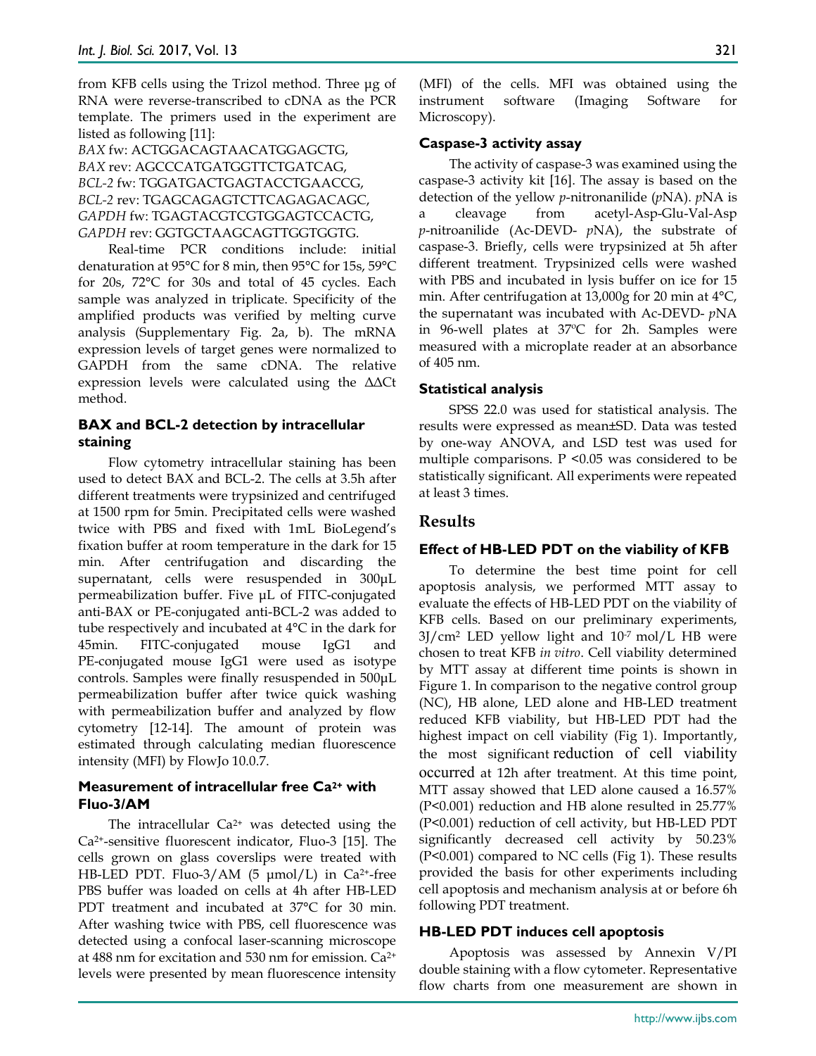from KFB cells using the Trizol method. Three µg of RNA were reverse-transcribed to cDNA as the PCR template. The primers used in the experiment are listed as following [11]:

*BAX* fw: ACTGGACAGTAACATGGAGCTG,
*BAX* rev: AGCCCATGATGGTTCTGATCAG,
*BCL-2* fw: TGGATGACTGAGTACCTGAACCG,
*BCL-2* rev: TGAGCAGAGTCTTCAGAGACAGC,
*GAPDH* fw: TGAGTACGTCGTGGAGTCCACTG,
*GAPDH* rev: GGTGCTAAGCAGTTGGTGGTG.

Real-time PCR conditions include: initial denaturation at 95°C for 8 min, then 95°C for 15s, 59°C for 20s, 72°C for 30s and total of 45 cycles. Each sample was analyzed in triplicate. Specificity of the amplified products was verified by melting curve analysis (Supplementary Fig. 2a, b). The mRNA expression levels of target genes were normalized to GAPDH from the same cDNA. The relative expression levels were calculated using the ΔΔCt method.

### BAX and BCL-2 detection by intracellular staining

Flow cytometry intracellular staining has been used to detect BAX and BCL-2. The cells at 3.5h after different treatments were trypsinized and centrifuged at 1500 rpm for 5min. Precipitated cells were washed twice with PBS and fixed with 1mL BioLegend's fixation buffer at room temperature in the dark for 15 min. After centrifugation and discarding the supernatant, cells were resuspended in 300µL permeabilization buffer. Five µL of FITC-conjugated anti-BAX or PE-conjugated anti-BCL-2 was added to tube respectively and incubated at 4°C in the dark for 45min. FITC-conjugated mouse IgG1 and PE-conjugated mouse IgG1 were used as isotype controls. Samples were finally resuspended in 500µL permeabilization buffer after twice quick washing with permeabilization buffer and analyzed by flow cytometry [12-14]. The amount of protein was estimated through calculating median fluorescence intensity (MFI) by FlowJo 10.0.7.

### Measurement of intracellular free $Ca^{2+}$ with Fluo-3/AM

The intracellular $Ca^{2+}$ was detected using the $Ca^{2+}$-sensitive fluorescent indicator, Fluo-3 [15]. The cells grown on glass coverslips were treated with HB-LED PDT. Fluo-3/AM (5 µmol/L) in $Ca^{2+}$-free PBS buffer was loaded on cells at 4h after HB-LED PDT treatment and incubated at 37°C for 30 min. After washing twice with PBS, cell fluorescence was detected using a confocal laser-scanning microscope at 488 nm for excitation and 530 nm for emission. $Ca^{2+}$ levels were presented by mean fluorescence intensity (MFI) of the cells. MFI was obtained using the instrument software (Imaging Software for Microscopy).

### Caspase-3 activity assay

The activity of caspase-3 was examined using the caspase-3 activity kit [16]. The assay is based on the detection of the yellow *p*-nitronanilide (*p*NA). *p*NA is a cleavage from acetyl-Asp-Glu-Val-Asp *p*-nitroanilide (Ac-DEVD- *p*NA), the substrate of caspase-3. Briefly, cells were trypsinized at 5h after different treatment. Trypsinized cells were washed with PBS and incubated in lysis buffer on ice for 15 min. After centrifugation at 13,000g for 20 min at 4°C, the supernatant was incubated with Ac-DEVD- *p*NA in 96-well plates at 37ºC for 2h. Samples were measured with a microplate reader at an absorbance of 405 nm.

### Statistical analysis

SPSS 22.0 was used for statistical analysis. The results were expressed as mean±SD. Data was tested by one-way ANOVA, and LSD test was used for multiple comparisons. $P < 0.05$ was considered to be statistically significant. All experiments were repeated at least 3 times.

## Results

### Effect of HB-LED PDT on the viability of KFB

To determine the best time point for cell apoptosis analysis, we performed MTT assay to evaluate the effects of HB-LED PDT on the viability of KFB cells. Based on our preliminary experiments, 3J/cm$^2$ LED yellow light and $10^{-7}$ mol/L HB were chosen to treat KFB *in vitro*. Cell viability determined by MTT assay at different time points is shown in Figure 1. In comparison to the negative control group (NC), HB alone, LED alone and HB-LED treatment reduced KFB viability, but HB-LED PDT had the highest impact on cell viability (Fig 1). Importantly, the most significant reduction of cell viability occurred at 12h after treatment. At this time point, MTT assay showed that LED alone caused a 16.57% ($P<0.001$) reduction and HB alone resulted in 25.77% ($P<0.001$) reduction of cell activity, but HB-LED PDT significantly decreased cell activity by 50.23% ($P<0.001$) compared to NC cells (Fig 1). These results provided the basis for other experiments including cell apoptosis and mechanism analysis at or before 6h following PDT treatment.

### HB-LED PDT induces cell apoptosis

Apoptosis was assessed by Annexin V/PI double staining with a flow cytometer. Representative flow charts from one measurement are shown in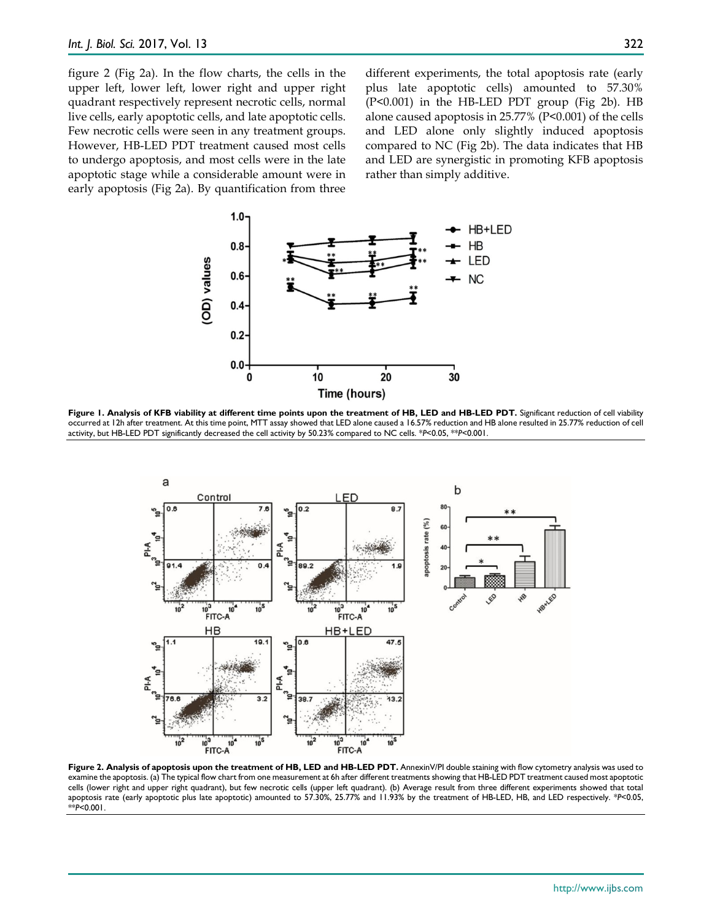figure 2 (Fig 2a). In the flow charts, the cells in the upper left, lower left, lower right and upper right quadrant respectively represent necrotic cells, normal live cells, early apoptotic cells, and late apoptotic cells. Few necrotic cells were seen in any treatment groups. However, HB-LED PDT treatment caused most cells to undergo apoptosis, and most cells were in the late apoptotic stage while a considerable amount were in early apoptosis (Fig 2a). By quantification from three different experiments, the total apoptosis rate (early plus late apoptotic cells) amounted to 57.30% (P<0.001) in the HB-LED PDT group (Fig 2b). HB alone caused apoptosis in 25.77% (P<0.001) of the cells and LED alone only slightly induced apoptosis compared to NC (Fig 2b). The data indicates that HB and LED are synergistic in promoting KFB apoptosis rather than simply additive.

**Figure 1. Analysis of KFB viability at different time points upon the treatment of HB, LED and HB-LED PDT.** Significant reduction of cell viability occurred at 12h after treatment. At this time point, MTT assay showed that LED alone caused a 16.57% reduction and HB alone resulted in 25.77% reduction of cell activity, but HB-LED PDT significantly decreased the cell activity by 50.23% compared to NC cells. *$P$<0.05, **$P$<0.001.

**Figure 2. Analysis of apoptosis upon the treatment of HB, LED and HB-LED PDT.** AnnexinV/PI double staining with flow cytometry analysis was used to examine the apoptosis. (a) The typical flow chart from one measurement at 6h after different treatments showing that HB-LED PDT treatment caused most apoptotic cells (lower right and upper right quadrant), but few necrotic cells (upper left quadrant). (b) Average result from three different experiments showed that total apoptosis rate (early apoptotic plus late apoptotic) amounted to 57.30%, 25.77% and 11.93% by the treatment of HB-LED, HB, and LED respectively. *$P$<0.05, **$P$<0.001.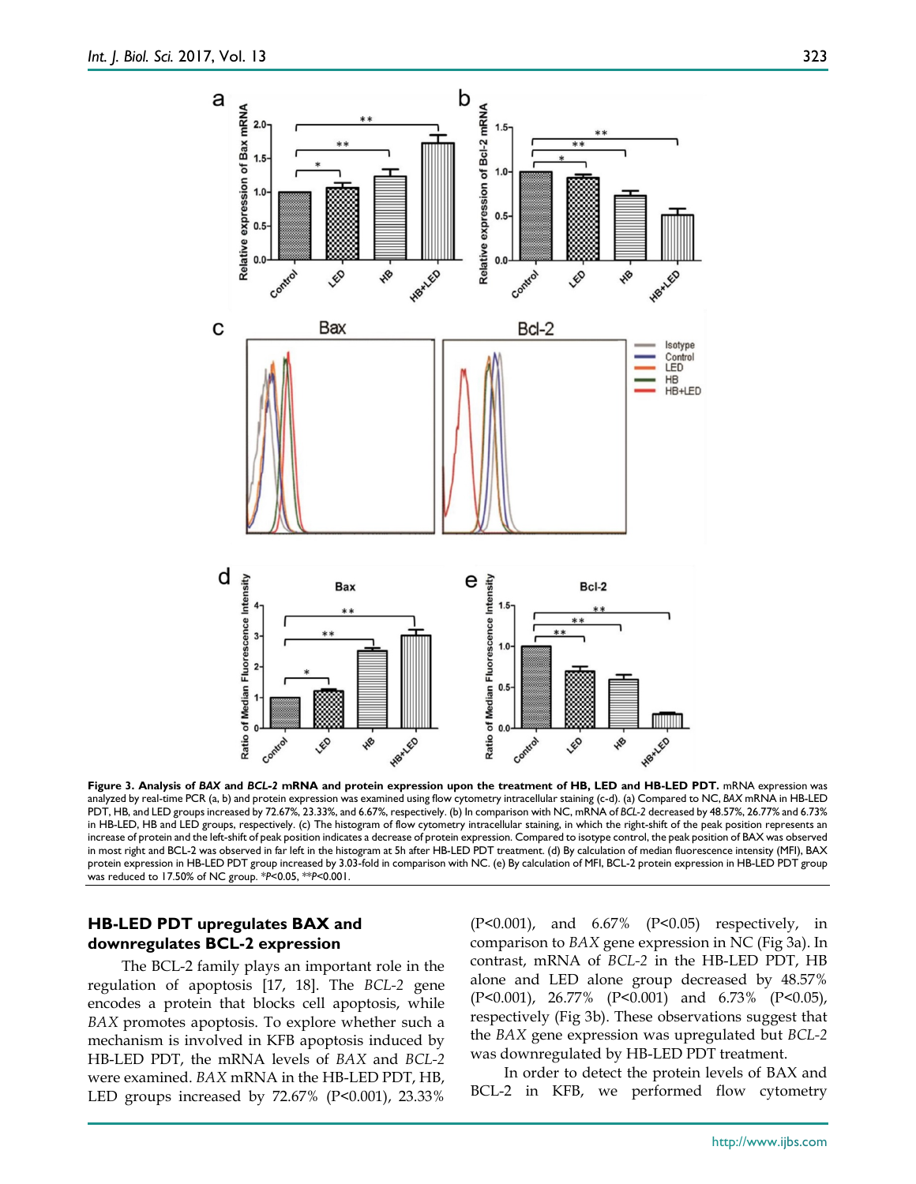**Figure 3. Analysis of *BAX* and *BCL-2* mRNA and protein expression upon the treatment of HB, LED and HB-LED PDT.** mRNA expression was analyzed by real-time PCR (a, b) and protein expression was examined using flow cytometry intracellular staining (c-d). (a) Compared to NC, *BAX* mRNA in HB-LED PDT, HB, and LED groups increased by 72.67%, 23.33%, and 6.67%, respectively. (b) In comparison with NC, mRNA of *BCL-2* decreased by 48.57%, 26.77% and 6.73% in HB-LED, HB and LED groups, respectively. (c) The histogram of flow cytometry intracellular staining, in which the right-shift of the peak position represents an increase of protein and the left-shift of peak position indicates a decrease of protein expression. Compared to isotype control, the peak position of BAX was observed in most right and BCL-2 was observed in far left in the histogram at 5h after HB-LED PDT treatment. (d) By calculation of median fluorescence intensity (MFI), BAX protein expression in HB-LED PDT group increased by 3.03-fold in comparison with NC. (e) By calculation of MFI, BCL-2 protein expression in HB-LED PDT group was reduced to 17.50% of NC group. *$P$<0.05, **$P$<0.001.

## HB-LED PDT upregulates BAX and downregulates BCL-2 expression

The BCL-2 family plays an important role in the regulation of apoptosis [17, 18]. The *BCL-2* gene encodes a protein that blocks cell apoptosis, while *BAX* promotes apoptosis. To explore whether such a mechanism is involved in KFB apoptosis induced by HB-LED PDT, the mRNA levels of *BAX* and *BCL-2* were examined. *BAX* mRNA in the HB-LED PDT, HB, LED groups increased by 72.67% (P<0.001), 23.33% (P<0.001), and 6.67% (P<0.05) respectively, in comparison to *BAX* gene expression in NC (Fig 3a). In contrast, mRNA of *BCL-2* in the HB-LED PDT, HB alone and LED alone group decreased by 48.57% (P<0.001), 26.77% (P<0.001) and 6.73% (P<0.05), respectively (Fig 3b). These observations suggest that the *BAX* gene expression was upregulated but *BCL-2* was downregulated by HB-LED PDT treatment.

In order to detect the protein levels of BAX and BCL-2 in KFB, we performed flow cytometry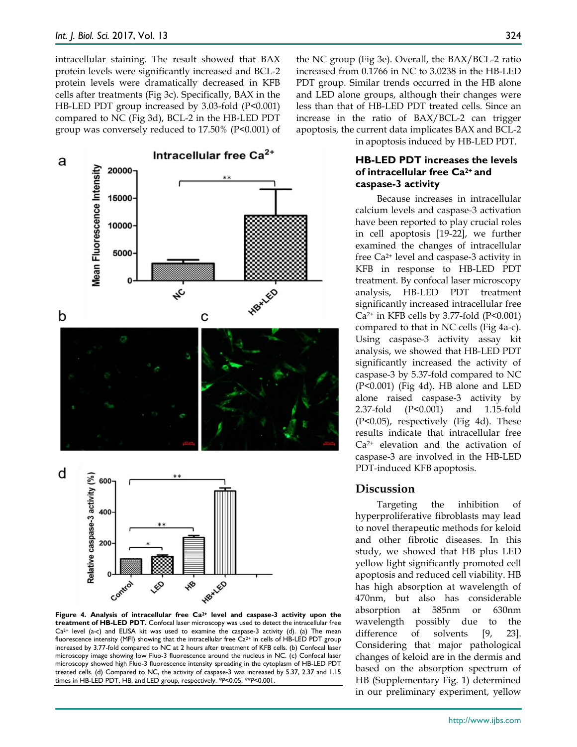intracellular staining. The result showed that BAX protein levels were significantly increased and BCL-2 protein levels were dramatically decreased in KFB cells after treatments (Fig 3c). Specifically, BAX in the HB-LED PDT group increased by 3.03-fold (P<0.001) compared to NC (Fig 3d), BCL-2 in the HB-LED PDT group was conversely reduced to 17.50% (P<0.001) of the NC group (Fig 3e). Overall, the BAX/BCL-2 ratio increased from 0.1766 in NC to 3.0238 in the HB-LED PDT group. Similar trends occurred in the HB alone and LED alone groups, although their changes were less than that of HB-LED PDT treated cells. Since an increase in the ratio of BAX/BCL-2 can trigger apoptosis, the current data implicates BAX and BCL-2 in apoptosis induced by HB-LED PDT.

**Figure 4. Analysis of intracellular free $Ca^{2+}$ level and caspase-3 activity upon the treatment of HB-LED PDT.** Confocal laser microscopy was used to detect the intracellular free $Ca^{2+}$ level (a-c) and ELISA kit was used to examine the caspase-3 activity (d). (a) The mean fluorescence intensity (MFI) showing that the intracellular free $Ca^{2+}$ in cells of HB-LED PDT group increased by 3.77-fold compared to NC at 2 hours after treatment of KFB cells. (b) Confocal laser microscopy image showing low Fluo-3 fluorescence around the nucleus in NC. (c) Confocal laser microscopy showed high Fluo-3 fluorescence intensity spreading in the cytoplasm of HB-LED PDT treated cells. (d) Compared to NC, the activity of caspase-3 was increased by 5.37, 2.37 and 1.15 times in HB-LED PDT, HB, and LED group, respectively. *P<0.05, **P<0.001.

### HB-LED PDT increases the levels of intracellular free $Ca^{2+}$ and caspase-3 activity

Because increases in intracellular calcium levels and caspase-3 activation have been reported to play crucial roles in cell apoptosis [19-22], we further examined the changes of intracellular free $Ca^{2+}$ level and caspase-3 activity in KFB in response to HB-LED PDT treatment. By confocal laser microscopy analysis, HB-LED PDT treatment significantly increased intracellular free $Ca^{2+}$ in KFB cells by 3.77-fold (P<0.001) compared to that in NC cells (Fig 4a-c). Using caspase-3 activity assay kit analysis, we showed that HB-LED PDT significantly increased the activity of caspase-3 by 5.37-fold compared to NC (P<0.001) (Fig 4d). HB alone and LED alone raised caspase-3 activity by 2.37-fold (P<0.001) and 1.15-fold (P<0.05), respectively (Fig 4d). These results indicate that intracellular free $Ca^{2+}$ elevation and the activation of caspase-3 are involved in the HB-LED PDT-induced KFB apoptosis.

## Discussion

Targeting the inhibition of hyperproliferative fibroblasts may lead to novel therapeutic methods for keloid and other fibrotic diseases. In this study, we showed that HB plus LED yellow light significantly promoted cell apoptosis and reduced cell viability. HB has high absorption at wavelength of 470nm, but also has considerable absorption at 585nm or 630nm wavelength possibly due to the difference of solvents [9, 23]. Considering that major pathological changes of keloid are in the dermis and based on the absorption spectrum of HB (Supplementary Fig. 1) determined in our preliminary experiment, yellow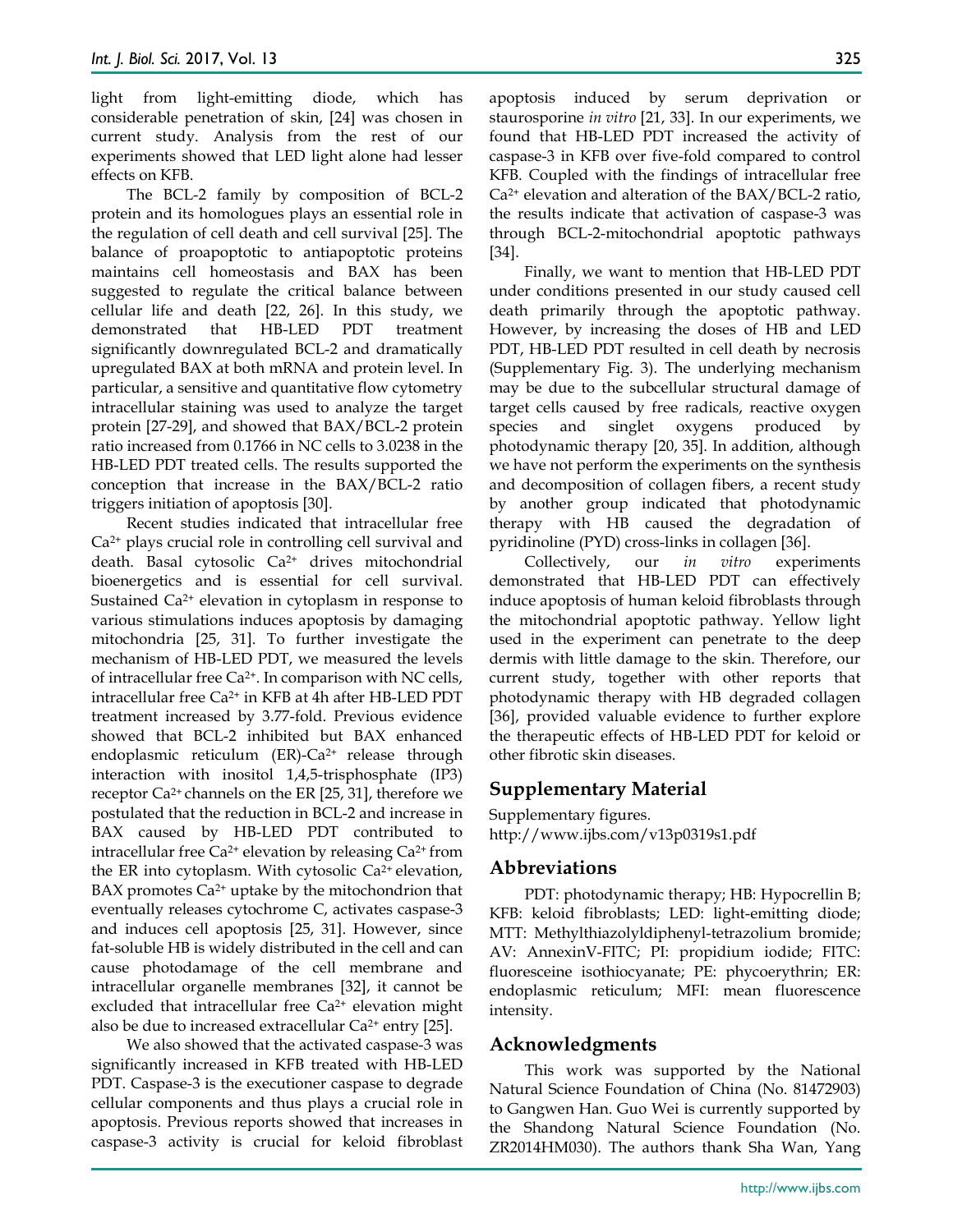light from light-emitting diode, which has considerable penetration of skin, [24] was chosen in current study. Analysis from the rest of our experiments showed that LED light alone had lesser effects on KFB.

The BCL-2 family by composition of BCL-2 protein and its homologues plays an essential role in the regulation of cell death and cell survival [25]. The balance of proapoptotic to antiapoptotic proteins maintains cell homeostasis and BAX has been suggested to regulate the critical balance between cellular life and death [22, 26]. In this study, we demonstrated that HB-LED PDT treatment significantly downregulated BCL-2 and dramatically upregulated BAX at both mRNA and protein level. In particular, a sensitive and quantitative flow cytometry intracellular staining was used to analyze the target protein [27-29], and showed that BAX/BCL-2 protein ratio increased from 0.1766 in NC cells to 3.0238 in the HB-LED PDT treated cells. The results supported the conception that increase in the BAX/BCL-2 ratio triggers initiation of apoptosis [30].

Recent studies indicated that intracellular free $Ca^{2+}$ plays crucial role in controlling cell survival and death. Basal cytosolic $Ca^{2+}$ drives mitochondrial bioenergetics and is essential for cell survival. Sustained $Ca^{2+}$ elevation in cytoplasm in response to various stimulations induces apoptosis by damaging mitochondria [25, 31]. To further investigate the mechanism of HB-LED PDT, we measured the levels of intracellular free $Ca^{2+}$. In comparison with NC cells, intracellular free $Ca^{2+}$ in KFB at 4h after HB-LED PDT treatment increased by 3.77-fold. Previous evidence showed that BCL-2 inhibited but BAX enhanced endoplasmic reticulum (ER)-$Ca^{2+}$ release through interaction with inositol 1,4,5-trisphosphate (IP3) receptor $Ca^{2+}$ channels on the ER [25, 31], therefore we postulated that the reduction in BCL-2 and increase in BAX caused by HB-LED PDT contributed to intracellular free $Ca^{2+}$ elevation by releasing $Ca^{2+}$ from the ER into cytoplasm. With cytosolic $Ca^{2+}$ elevation, BAX promotes $Ca^{2+}$ uptake by the mitochondrion that eventually releases cytochrome C, activates caspase-3 and induces cell apoptosis [25, 31]. However, since fat-soluble HB is widely distributed in the cell and can cause photodamage of the cell membrane and intracellular organelle membranes [32], it cannot be excluded that intracellular free $Ca^{2+}$ elevation might also be due to increased extracellular $Ca^{2+}$ entry [25].

We also showed that the activated caspase-3 was significantly increased in KFB treated with HB-LED PDT. Caspase-3 is the executioner caspase to degrade cellular components and thus plays a crucial role in apoptosis. Previous reports showed that increases in caspase-3 activity is crucial for keloid fibroblast apoptosis induced by serum deprivation or staurosporine *in vitro* [21, 33]. In our experiments, we found that HB-LED PDT increased the activity of caspase-3 in KFB over five-fold compared to control KFB. Coupled with the findings of intracellular free $Ca^{2+}$ elevation and alteration of the BAX/BCL-2 ratio, the results indicate that activation of caspase-3 was through BCL-2-mitochondrial apoptotic pathways [34].

Finally, we want to mention that HB-LED PDT under conditions presented in our study caused cell death primarily through the apoptotic pathway. However, by increasing the doses of HB and LED PDT, HB-LED PDT resulted in cell death by necrosis (Supplementary Fig. 3). The underlying mechanism may be due to the subcellular structural damage of target cells caused by free radicals, reactive oxygen species and singlet oxygens produced by photodynamic therapy [20, 35]. In addition, although we have not perform the experiments on the synthesis and decomposition of collagen fibers, a recent study by another group indicated that photodynamic therapy with HB caused the degradation of pyridinoline (PYD) cross-links in collagen [36].

Collectively, our *in vitro* experiments demonstrated that HB-LED PDT can effectively induce apoptosis of human keloid fibroblasts through the mitochondrial apoptotic pathway. Yellow light used in the experiment can penetrate to the deep dermis with little damage to the skin. Therefore, our current study, together with other reports that photodynamic therapy with HB degraded collagen [36], provided valuable evidence to further explore the therapeutic effects of HB-LED PDT for keloid or other fibrotic skin diseases.

## Supplementary Material

Supplementary figures.
http://www.ijbs.com/v13p0319s1.pdf

## Abbreviations

PDT: photodynamic therapy; HB: Hypocrellin B; KFB: keloid fibroblasts; LED: light-emitting diode; MTT: Methylthiazolyldiphenyl-tetrazolium bromide; AV: AnnexinV-FITC; PI: propidium iodide; FITC: fluoresceine isothiocyanate; PE: phycoerythrin; ER: endoplasmic reticulum; MFI: mean fluorescence intensity.

## Acknowledgments

This work was supported by the National Natural Science Foundation of China (No. 81472903) to Gangwen Han. Guo Wei is currently supported by the Shandong Natural Science Foundation (No. ZR2014HM030). The authors thank Sha Wan, Yang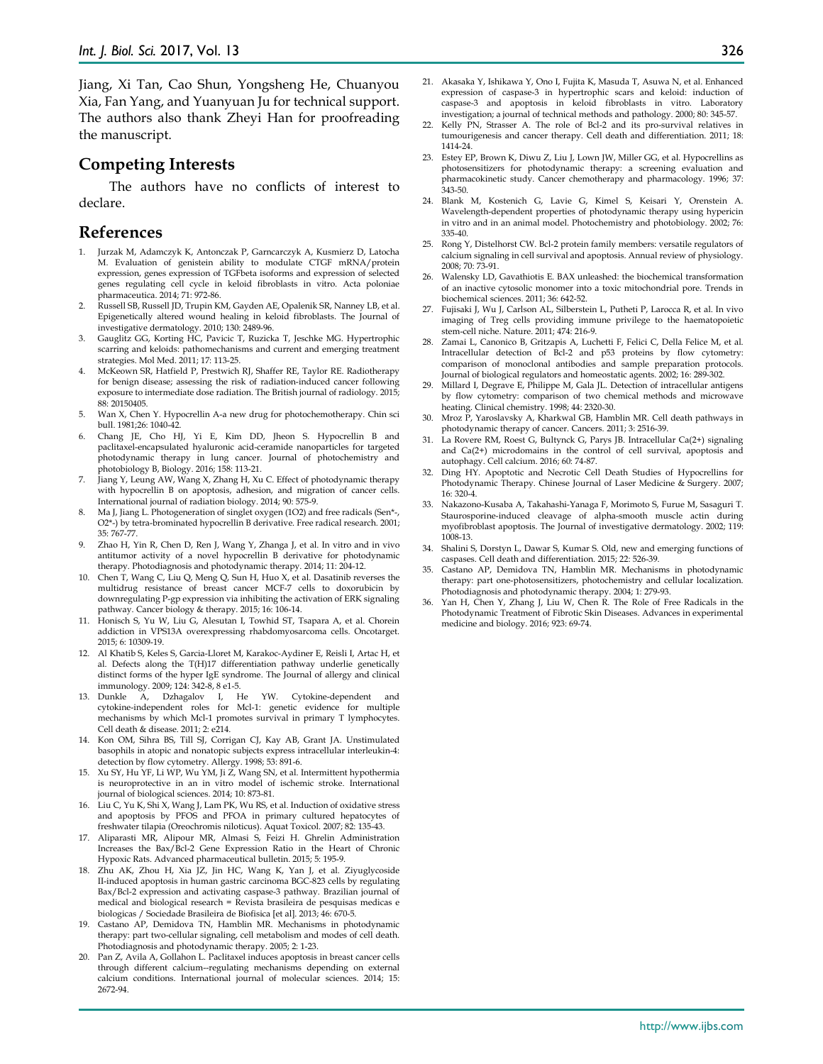Jiang, Xi Tan, Cao Shun, Yongsheng He, Chuanyou Xia, Fan Yang, and Yuanyuan Ju for technical support. The authors also thank Zheyi Han for proofreading the manuscript.

## Competing Interests

The authors have no conflicts of interest to declare.

## References

1. Jurzak M, Adamczyk K, Antonczak P, Garncarczyk A, Kusmierz D, Latocha M. Evaluation of genistein ability to modulate CTGF mRNA/protein expression, genes expression of TGFbeta isoforms and expression of selected genes regulating cell cycle in keloid fibroblasts in vitro. Acta poloniae pharmaceutica. 2014; 71: 972-86.
2. Russell SB, Russell JD, Trupin KM, Gayden AE, Opalenik SR, Nanney LB, et al. Epigenetically altered wound healing in keloid fibroblasts. The Journal of investigative dermatology. 2010; 130: 2489-96.
3. Gauglitz GG, Korting HC, Pavicic T, Ruzicka T, Jeschke MG. Hypertrophic scarring and keloids: pathomechanisms and current and emerging treatment strategies. Mol Med. 2011; 17: 113-25.
4. McKeown SR, Hatfield P, Prestwich RJ, Shaffer RE, Taylor RE. Radiotherapy for benign disease; assessing the risk of radiation-induced cancer following exposure to intermediate dose radiation. The British journal of radiology. 2015; 88: 20150405.
5. Wan X, Chen Y. Hypocrellin A-a new drug for photochemotherapy. Chin sci bull. 1981;26: 1040-42.
6. Chang JE, Cho HJ, Yi E, Kim DD, Jheon S. Hypocrellin B and paclitaxel-encapsulated hyaluronic acid-ceramide nanoparticles for targeted photodynamic therapy in lung cancer. Journal of photochemistry and photobiology B, Biology. 2016; 158: 113-21.
7. Jiang Y, Leung AW, Wang X, Zhang H, Xu C. Effect of photodynamic therapy with hypocrellin B on apoptosis, adhesion, and migration of cancer cells. International journal of radiation biology. 2014; 90: 575-9.
8. Ma J, Jiang L. Photogeneration of singlet oxygen (1O2) and free radicals (Sen*-, O2*-) by tetra-brominated hypocrellin B derivative. Free radical research. 2001; 35: 767-77.
9. Zhao H, Yin R, Chen D, Ren J, Wang Y, Zhanga J, et al. In vitro and in vivo antitumor activity of a novel hypocrellin B derivative for photodynamic therapy. Photodiagnosis and photodynamic therapy. 2014; 11: 204-12.
10. Chen T, Wang C, Liu Q, Meng Q, Sun H, Huo X, et al. Dasatinib reverses the multidrug resistance of breast cancer MCF-7 cells to doxorubicin by downregulating P-gp expression via inhibiting the activation of ERK signaling pathway. Cancer biology & therapy. 2015; 16: 106-14.
11. Honisch S, Yu W, Liu G, Alesutan I, Towhid ST, Tsapara A, et al. Chorein addiction in VPS13A overexpressing rhabdomyosarcoma cells. Oncotarget. 2015; 6: 10309-19.
12. Al Khatib S, Keles S, Garcia-Lloret M, Karakoc-Aydiner E, Reisli I, Artac H, et al. Defects along the T(H)17 differentiation pathway underlie genetically distinct forms of the hyper IgE syndrome. The Journal of allergy and clinical immunology. 2009; 124: 342-8, 8 e1-5.
13. Dunkle A, Dzhagalov I, He YW. Cytokine-dependent and cytokine-independent roles for Mcl-1: genetic evidence for multiple mechanisms by which Mcl-1 promotes survival in primary T lymphocytes. Cell death & disease. 2011; 2: e214.
14. Kon OM, Sihra BS, Till SJ, Corrigan CJ, Kay AB, Grant JA. Unstimulated basophils in atopic and nonatopic subjects express intracellular interleukin-4: detection by flow cytometry. Allergy. 1998; 53: 891-6.
15. Xu SY, Hu YF, Li WP, Wu YM, Ji Z, Wang SN, et al. Intermittent hypothermia is neuroprotective in an in vitro model of ischemic stroke. International journal of biological sciences. 2014; 10: 873-81.
16. Liu C, Yu K, Shi X, Wang J, Lam PK, Wu RS, et al. Induction of oxidative stress and apoptosis by PFOS and PFOA in primary cultured hepatocytes of freshwater tilapia (Oreochromis niloticus). Aquat Toxicol. 2007; 82: 135-43.
17. Aliparasti MR, Alipour MR, Almasi S, Feizi H. Ghrelin Administration Increases the Bax/Bcl-2 Gene Expression Ratio in the Heart of Chronic Hypoxic Rats. Advanced pharmaceutical bulletin. 2015; 5: 195-9.
18. Zhu AK, Zhou H, Xia JZ, Jin HC, Wang K, Yan J, et al. Ziyuglycoside II-induced apoptosis in human gastric carcinoma BGC-823 cells by regulating Bax/Bcl-2 expression and activating caspase-3 pathway. Brazilian journal of medical and biological research = Revista brasileira de pesquisas medicas e biologicas / Sociedade Brasileira de Biofisica [et al]. 2013; 46: 670-5.
19. Castano AP, Demidova TN, Hamblin MR. Mechanisms in photodynamic therapy: part two-cellular signaling, cell metabolism and modes of cell death. Photodiagnosis and photodynamic therapy. 2005; 2: 1-23.
20. Pan Z, Avila A, Gollahon L. Paclitaxel induces apoptosis in breast cancer cells through different calcium--regulating mechanisms depending on external calcium conditions. International journal of molecular sciences. 2014; 15: 2672-94.
21. Akasaka Y, Ishikawa Y, Ono I, Fujita K, Masuda T, Asuwa N, et al. Enhanced expression of caspase-3 in hypertrophic scars and keloid: induction of caspase-3 and apoptosis in keloid fibroblasts in vitro. Laboratory investigation; a journal of technical methods and pathology. 2000; 80: 345-57.
22. Kelly PN, Strasser A. The role of Bcl-2 and its pro-survival relatives in tumourigenesis and cancer therapy. Cell death and differentiation. 2011; 18: 1414-24.
23. Estey EP, Brown K, Diwu Z, Liu J, Lown JW, Miller GG, et al. Hypocrellins as photosensitizers for photodynamic therapy: a screening evaluation and pharmacokinetic study. Cancer chemotherapy and pharmacology. 1996; 37: 343-50.
24. Blank M, Kostenich G, Lavie G, Kimel S, Keisari Y, Orenstein A. Wavelength-dependent properties of photodynamic therapy using hypericin in vitro and in an animal model. Photochemistry and photobiology. 2002; 76: 335-40.
25. Rong Y, Distelhorst CW. Bcl-2 protein family members: versatile regulators of calcium signaling in cell survival and apoptosis. Annual review of physiology. 2008; 70: 73-91.
26. Walensky LD, Gavathiotis E. BAX unleashed: the biochemical transformation of an inactive cytosolic monomer into a toxic mitochondrial pore. Trends in biochemical sciences. 2011; 36: 642-52.
27. Fujisaki J, Wu J, Carlson AL, Silberstein L, Putheti P, Larocca R, et al. In vivo imaging of Treg cells providing immune privilege to the haematopoietic stem-cell niche. Nature. 2011; 474: 216-9.
28. Zamai L, Canonico B, Gritzapis A, Luchetti F, Felici C, Della Felice M, et al. Intracellular detection of Bcl-2 and p53 proteins by flow cytometry: comparison of monoclonal antibodies and sample preparation protocols. Journal of biological regulators and homeostatic agents. 2002; 16: 289-302.
29. Millard I, Degrave E, Philippe M, Gala JL. Detection of intracellular antigens by flow cytometry: comparison of two chemical methods and microwave heating. Clinical chemistry. 1998; 44: 2320-30.
30. Mroz P, Yaroslavsky A, Kharkwal GB, Hamblin MR. Cell death pathways in photodynamic therapy of cancer. Cancers. 2011; 3: 2516-39.
31. La Rovere RM, Roest G, Bultynck G, Parys JB. Intracellular Ca(2+) signaling and Ca(2+) microdomains in the control of cell survival, apoptosis and autophagy. Cell calcium. 2016; 60: 74-87.
32. Ding HY. Apoptotic and Necrotic Cell Death Studies of Hypocrellins for Photodynamic Therapy. Chinese Journal of Laser Medicine & Surgery. 2007; 16: 320-4.
33. Nakazono-Kusaba A, Takahashi-Yanaga F, Morimoto S, Furue M, Sasaguri T. Staurosporine-induced cleavage of alpha-smooth muscle actin during myofibroblast apoptosis. The Journal of investigative dermatology. 2002; 119: 1008-13.
34. Shalini S, Dorstyn L, Dawar S, Kumar S. Old, new and emerging functions of caspases. Cell death and differentiation. 2015; 22: 526-39.
35. Castano AP, Demidova TN, Hamblin MR. Mechanisms in photodynamic therapy: part one-photosensitizers, photochemistry and cellular localization. Photodiagnosis and photodynamic therapy. 2004; 1: 279-93.
36. Yan H, Chen Y, Zhang J, Liu W, Chen R. The Role of Free Radicals in the Photodynamic Treatment of Fibrotic Skin Diseases. Advances in experimental medicine and biology. 2016; 923: 69-74.